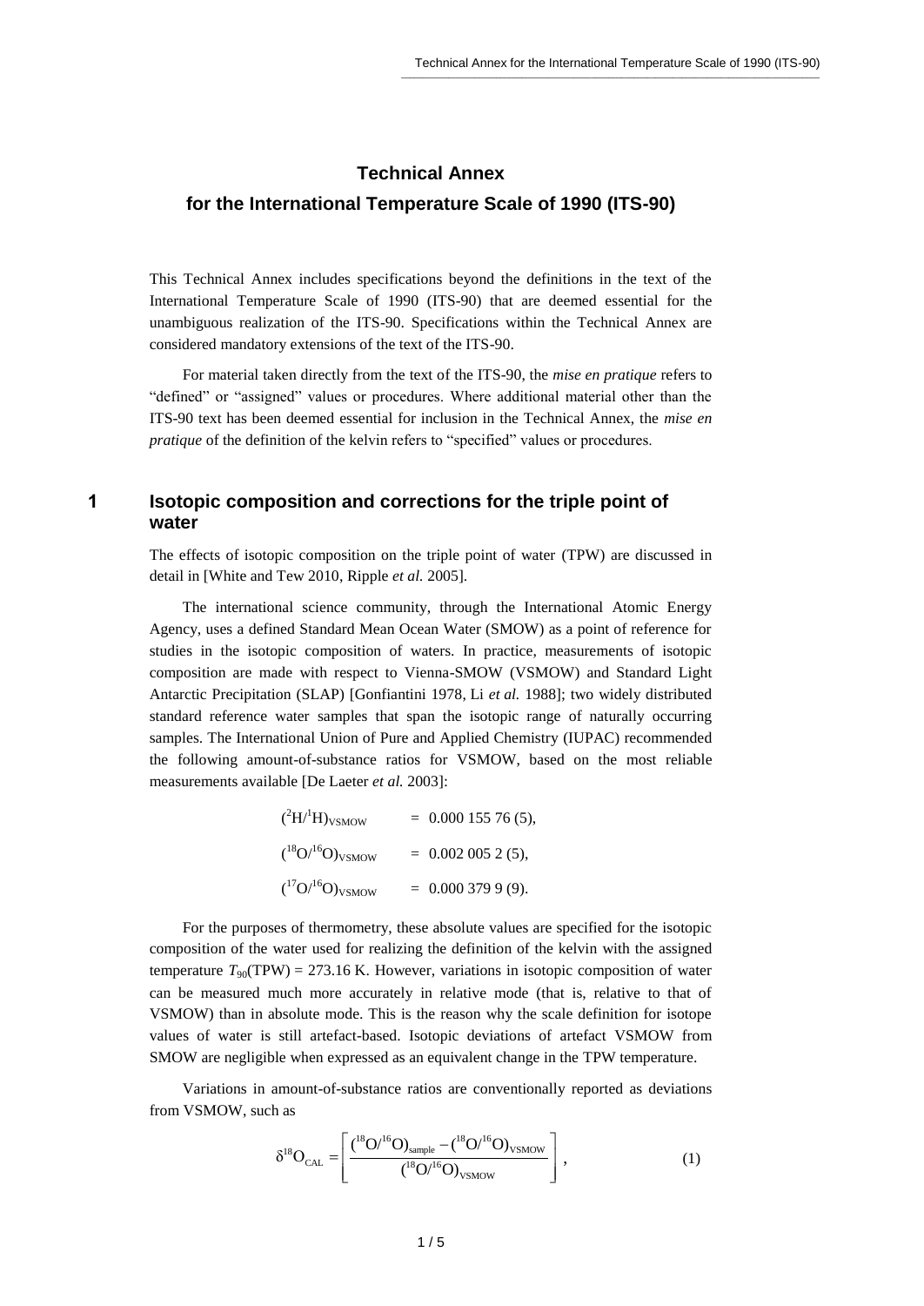# Technical Annex

# for the International Temperature Scale of 1990 (ITS-90)

This Technical Annex includes specifications beyond the definitions in the text of the International Temperature Scale of 1990 (ITS-90) that are deemed essential for the unambiguous realization of the ITS-90. Specifications within the Technical Annex are considered mandatory extensions of the text of the ITS-90.

For material taken directly from the text of the ITS-90, the *mise en pratique* refers to "defined" or "assigned" values or procedures. Where additional material other than the ITS-90 text has been deemed essential for inclusion in the Technical Annex, the *mise en pratique* of the definition of the kelvin refers to "specified" values or procedures.

## 1 Isotopic composition and corrections for the triple point of water

The effects of isotopic composition on the triple point of water (TPW) are discussed in detail in [White and Tew 2010, Ripple *et al.* 2005].

The international science community, through the International Atomic Energy Agency, uses a defined Standard Mean Ocean Water (SMOW) as a point of reference for studies in the isotopic composition of waters. In practice, measurements of isotopic composition are made with respect to Vienna-SMOW (VSMOW) and Standard Light Antarctic Precipitation (SLAP) [Gonfiantini 1978, Li *et al.* 1988]; two widely distributed standard reference water samples that span the isotopic range of naturally occurring samples. The International Union of Pure and Applied Chemistry (IUPAC) recommended the following amount-of-substance ratios for VSMOW, based on the most reliable measurements available [De Laeter *et al.* 2003]:

$$({}^{2}\mathrm{H}/{}^{1}\mathrm{H})_{\mathrm{VSMOW}} = 0.000\,155\,76\,(5),$$

$$({}^{18}\mathrm{O}/{}^{16}\mathrm{O})_{\mathrm{VSMOW}} = 0.002\,005\,2\,(5),$$

$$({}^{17}\mathrm{O}/{}^{16}\mathrm{O})_{\mathrm{VSMOW}} = 0.000\,379\,9\,(9).$$

For the purposes of thermometry, these absolute values are specified for the isotopic composition of the water used for realizing the definition of the kelvin with the assigned temperature $T_{90}(\mathrm{TPW}) = 273.16$ K. However, variations in isotopic composition of water can be measured much more accurately in relative mode (that is, relative to that of VSMOW) than in absolute mode. This is the reason why the scale definition for isotope values of water is still artefact-based. Isotopic deviations of artefact VSMOW from SMOW are negligible when expressed as an equivalent change in the TPW temperature.

Variations in amount-of-substance ratios are conventionally reported as deviations from VSMOW, such as

$$\delta^{18}\mathrm{O}_{\mathrm{CAL}} = \left[ \frac{({}^{18}\mathrm{O}/{}^{16}\mathrm{O})_{\mathrm{sample}} - ({}^{18}\mathrm{O}/{}^{16}\mathrm{O})_{\mathrm{VSMOW}}}{({}^{18}\mathrm{O}/{}^{16}\mathrm{O})_{\mathrm{VSMOW}}} \right], \tag{1}$$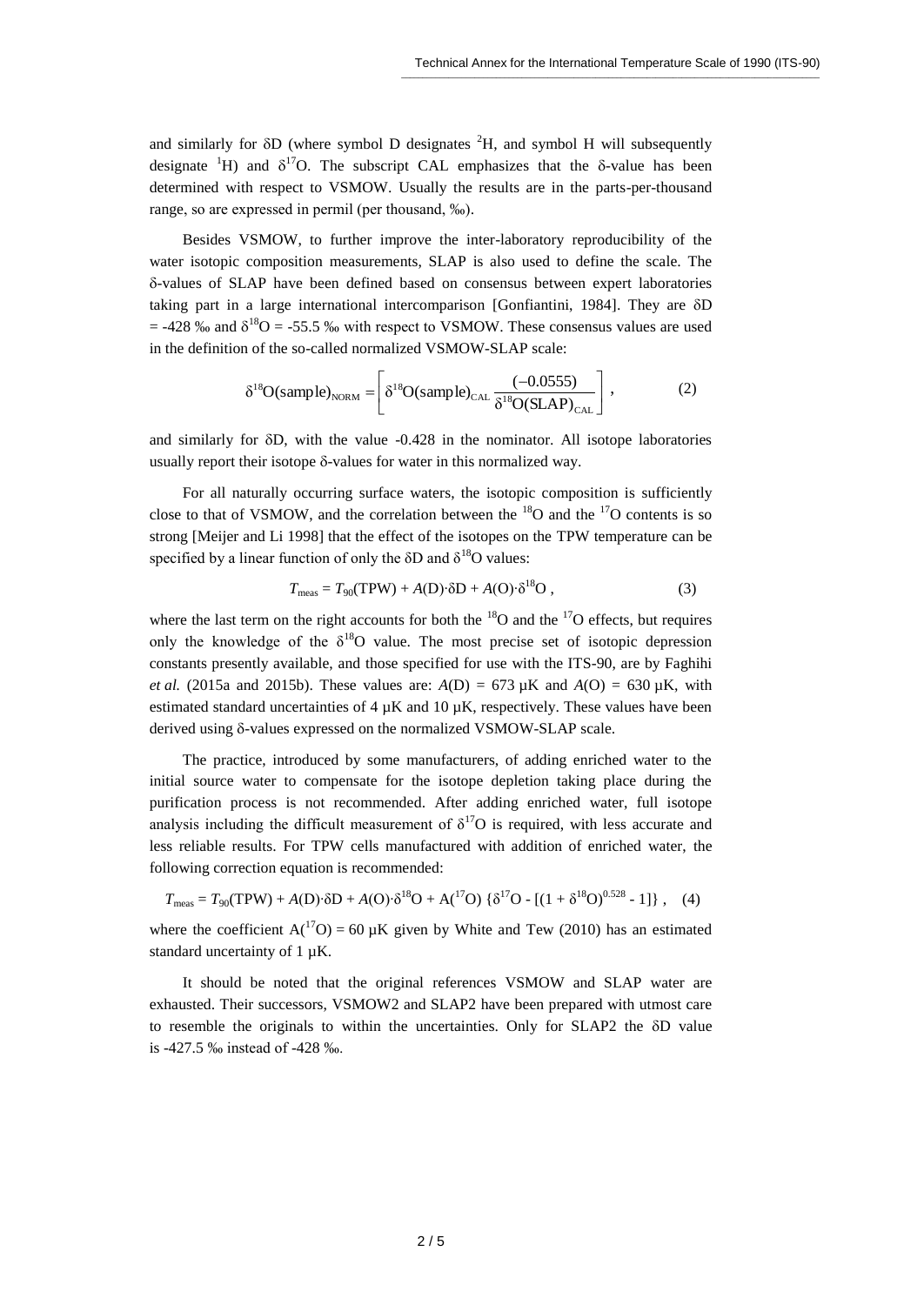and similarly for $\delta D$ (where symbol D designates $^2H$, and symbol H will subsequently designate $^1H$) and $\delta^{17}O$. The subscript CAL emphasizes that the δ-value has been determined with respect to VSMOW. Usually the results are in the parts-per-thousand range, so are expressed in permil (per thousand, ‰).

Besides VSMOW, to further improve the inter-laboratory reproducibility of the water isotopic composition measurements, SLAP is also used to define the scale. The δ-values of SLAP have been defined based on consensus between expert laboratories taking part in a large international intercomparison [Gonfiantini, 1984]. They are $\delta D = -428$ ‰ and $\delta^{18}O = -55.5$ ‰ with respect to VSMOW. These consensus values are used in the definition of the so-called normalized VSMOW-SLAP scale:

$$\delta^{18}\mathrm{O(sample)}_{\mathrm{NORM}} = \left[ \delta^{18}\mathrm{O(sample)}_{\mathrm{CAL}} \frac{(-0.0555)}{\delta^{18}\mathrm{O(SLAP)}_{\mathrm{CAL}}} \right], \tag{2}$$

and similarly for $\delta D$, with the value -0.428 in the nominator. All isotope laboratories usually report their isotope δ-values for water in this normalized way.

For all naturally occurring surface waters, the isotopic composition is sufficiently close to that of VSMOW, and the correlation between the $^{18}O$ and the $^{17}O$ contents is so strong [Meijer and Li 1998] that the effect of the isotopes on the TPW temperature can be specified by a linear function of only the $\delta D$ and $\delta^{18}O$ values:

$$T_{\mathrm{meas}} = T_{90}(\mathrm{TPW}) + A(\mathrm{D})\cdot\delta\mathrm{D} + A(\mathrm{O})\cdot\delta^{18}\mathrm{O}, \tag{3}$$

where the last term on the right accounts for both the $^{18}O$ and the $^{17}O$ effects, but requires only the knowledge of the $\delta^{18}O$ value. The most precise set of isotopic depression constants presently available, and those specified for use with the ITS-90, are by Faghihi *et al.* (2015a and 2015b). These values are: $A(\mathrm{D}) = 673$ µK and $A(\mathrm{O}) = 630$ µK, with estimated standard uncertainties of 4 µK and 10 µK, respectively. These values have been derived using δ-values expressed on the normalized VSMOW-SLAP scale.

The practice, introduced by some manufacturers, of adding enriched water to the initial source water to compensate for the isotope depletion taking place during the purification process is not recommended. After adding enriched water, full isotope analysis including the difficult measurement of $\delta^{17}O$ is required, with less accurate and less reliable results. For TPW cells manufactured with addition of enriched water, the following correction equation is recommended:

$$T_{\mathrm{meas}} = T_{90}(\mathrm{TPW}) + A(\mathrm{D})\cdot\delta\mathrm{D} + A(\mathrm{O})\cdot\delta^{18}\mathrm{O} + \mathrm{A}(^{17}\mathrm{O})\ \{\delta^{17}\mathrm{O} - [(1 + \delta^{18}\mathrm{O})^{0.528} - 1]\}, \tag{4}$$

where the coefficient $A(^{17}O) = 60$ µK given by White and Tew (2010) has an estimated standard uncertainty of 1 µK.

It should be noted that the original references VSMOW and SLAP water are exhausted. Their successors, VSMOW2 and SLAP2 have been prepared with utmost care to resemble the originals to within the uncertainties. Only for SLAP2 the $\delta D$ value is -427.5 ‰ instead of -428 ‰.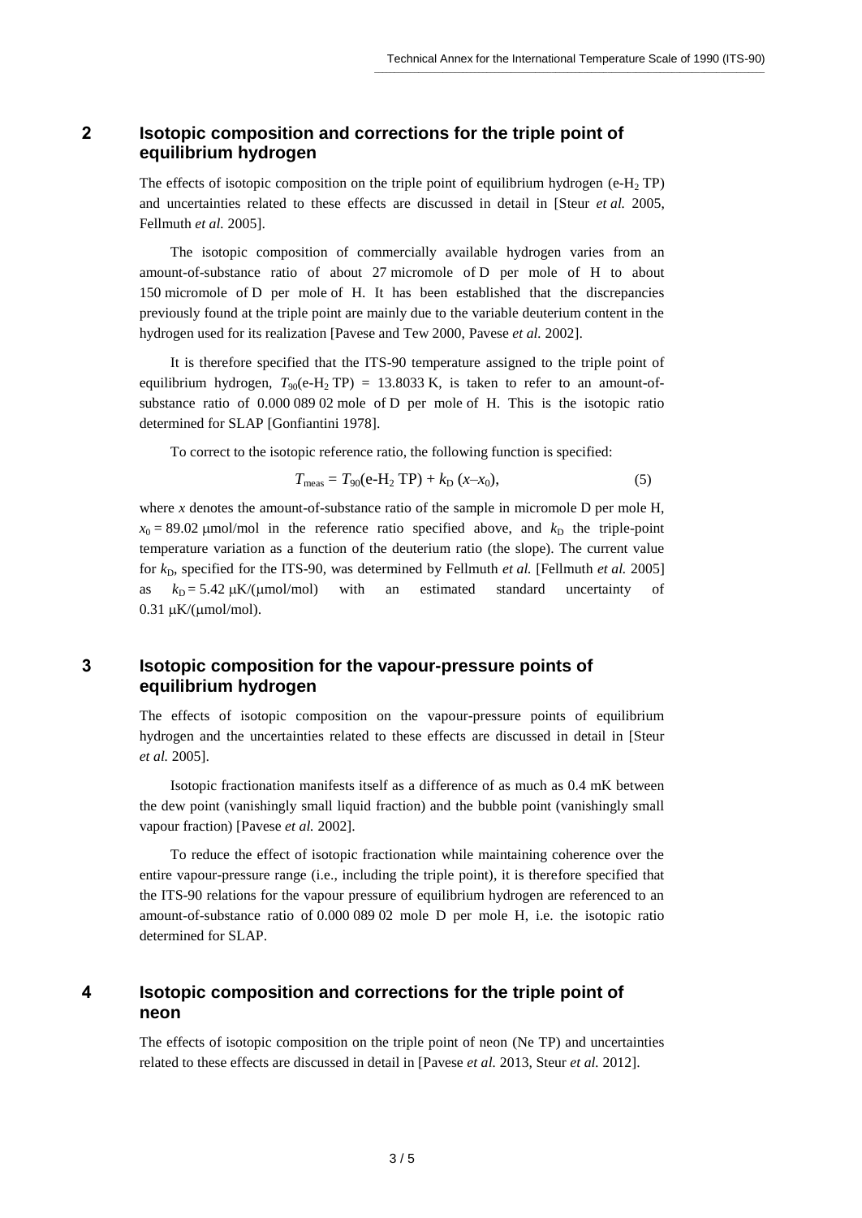## 2 Isotopic composition and corrections for the triple point of equilibrium hydrogen

The effects of isotopic composition on the triple point of equilibrium hydrogen (e-$H_2$ TP) and uncertainties related to these effects are discussed in detail in [Steur *et al.* 2005, Fellmuth *et al.* 2005].

The isotopic composition of commercially available hydrogen varies from an amount-of-substance ratio of about 27 micromole of D per mole of H to about 150 micromole of D per mole of H. It has been established that the discrepancies previously found at the triple point are mainly due to the variable deuterium content in the hydrogen used for its realization [Pavese and Tew 2000, Pavese *et al.* 2002].

It is therefore specified that the ITS-90 temperature assigned to the triple point of equilibrium hydrogen, $T_{90}$(e-$H_2$ TP) = 13.8033 K, is taken to refer to an amount-of-substance ratio of 0.000 089 02 mole of D per mole of H. This is the isotopic ratio determined for SLAP [Gonfiantini 1978].

To correct to the isotopic reference ratio, the following function is specified:

$$T_{\mathrm{meas}} = T_{90}(\text{e-H}_2\ \text{TP}) + k_{\mathrm{D}}\,(x - x_0), \tag{5}$$

where $x$ denotes the amount-of-substance ratio of the sample in micromole D per mole H, $x_0$ = 89.02 μmol/mol in the reference ratio specified above, and $k_{\mathrm{D}}$ the triple-point temperature variation as a function of the deuterium ratio (the slope). The current value for $k_{\mathrm{D}}$, specified for the ITS-90, was determined by Fellmuth *et al.* [Fellmuth *et al.* 2005] as $k_{\mathrm{D}}$ = 5.42 μK/(μmol/mol) with an estimated standard uncertainty of 0.31 μK/(μmol/mol).

## 3 Isotopic composition for the vapour-pressure points of equilibrium hydrogen

The effects of isotopic composition on the vapour-pressure points of equilibrium hydrogen and the uncertainties related to these effects are discussed in detail in [Steur *et al.* 2005].

Isotopic fractionation manifests itself as a difference of as much as 0.4 mK between the dew point (vanishingly small liquid fraction) and the bubble point (vanishingly small vapour fraction) [Pavese *et al.* 2002].

To reduce the effect of isotopic fractionation while maintaining coherence over the entire vapour-pressure range (i.e., including the triple point), it is therefore specified that the ITS-90 relations for the vapour pressure of equilibrium hydrogen are referenced to an amount-of-substance ratio of 0.000 089 02 mole D per mole H, i.e. the isotopic ratio determined for SLAP.

## 4 Isotopic composition and corrections for the triple point of neon

The effects of isotopic composition on the triple point of neon (Ne TP) and uncertainties related to these effects are discussed in detail in [Pavese *et al.* 2013, Steur *et al.* 2012].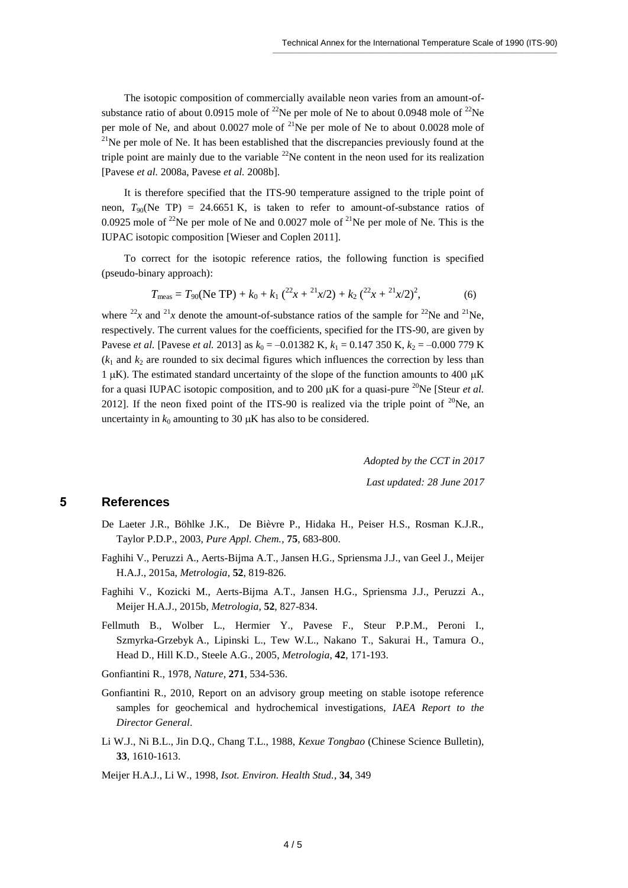The isotopic composition of commercially available neon varies from an amount-of-substance ratio of about 0.0915 mole of $^{22}$Ne per mole of Ne to about 0.0948 mole of $^{22}$Ne per mole of Ne, and about 0.0027 mole of $^{21}$Ne per mole of Ne to about 0.0028 mole of $^{21}$Ne per mole of Ne. It has been established that the discrepancies previously found at the triple point are mainly due to the variable $^{22}$Ne content in the neon used for its realization [Pavese *et al.* 2008a, Pavese *et al.* 2008b].

It is therefore specified that the ITS-90 temperature assigned to the triple point of neon, $T_{90}$(Ne TP) = 24.6651 K, is taken to refer to amount-of-substance ratios of 0.0925 mole of $^{22}$Ne per mole of Ne and 0.0027 mole of $^{21}$Ne per mole of Ne. This is the IUPAC isotopic composition [Wieser and Coplen 2011].

To correct for the isotopic reference ratios, the following function is specified (pseudo-binary approach):

$$T_{\text{meas}} = T_{90}(\text{Ne TP}) + k_0 + k_1\,({}^{22}x + {}^{21}x/2) + k_2\,({}^{22}x + {}^{21}x/2)^2, \qquad (6)$$

where $^{22}x$ and $^{21}x$ denote the amount-of-substance ratios of the sample for $^{22}$Ne and $^{21}$Ne, respectively. The current values for the coefficients, specified for the ITS-90, are given by Pavese *et al.* [Pavese *et al.* 2013] as $k_0$ = –0.01382 K, $k_1$ = 0.147 350 K, $k_2$ = –0.000 779 K ($k_1$ and $k_2$ are rounded to six decimal figures which influences the correction by less than 1 μK). The estimated standard uncertainty of the slope of the function amounts to 400 μK for a quasi IUPAC isotopic composition, and to 200 μK for a quasi-pure $^{20}$Ne [Steur *et al.* 2012]. If the neon fixed point of the ITS-90 is realized via the triple point of $^{20}$Ne, an uncertainty in $k_0$ amounting to 30 μK has also to be considered.

*Adopted by the CCT in 2017*

*Last updated: 28 June 2017*

## 5 References

De Laeter J.R., Böhlke J.K., De Bièvre P., Hidaka H., Peiser H.S., Rosman K.J.R., Taylor P.D.P., 2003, *Pure Appl. Chem.*, **75**, 683-800.

Faghihi V., Peruzzi A., Aerts-Bijma A.T., Jansen H.G., Spriensma J.J., van Geel J., Meijer H.A.J., 2015a, *Metrologia*, **52**, 819-826.

Faghihi V., Kozicki M., Aerts-Bijma A.T., Jansen H.G., Spriensma J.J., Peruzzi A., Meijer H.A.J., 2015b, *Metrologia*, **52**, 827-834.

Fellmuth B., Wolber L., Hermier Y., Pavese F., Steur P.P.M., Peroni I., Szmyrka-Grzebyk A., Lipinski L., Tew W.L., Nakano T., Sakurai H., Tamura O., Head D., Hill K.D., Steele A.G., 2005, *Metrologia*, **42**, 171-193.

Gonfiantini R., 1978, *Nature*, **271**, 534-536.

Gonfiantini R., 2010, Report on an advisory group meeting on stable isotope reference samples for geochemical and hydrochemical investigations, *IAEA Report to the Director General*.

Li W.J., Ni B.L., Jin D.Q., Chang T.L., 1988, *Kexue Tongbao* (Chinese Science Bulletin), **33**, 1610-1613.

Meijer H.A.J., Li W., 1998, *Isot. Environ. Health Stud.*, **34**, 349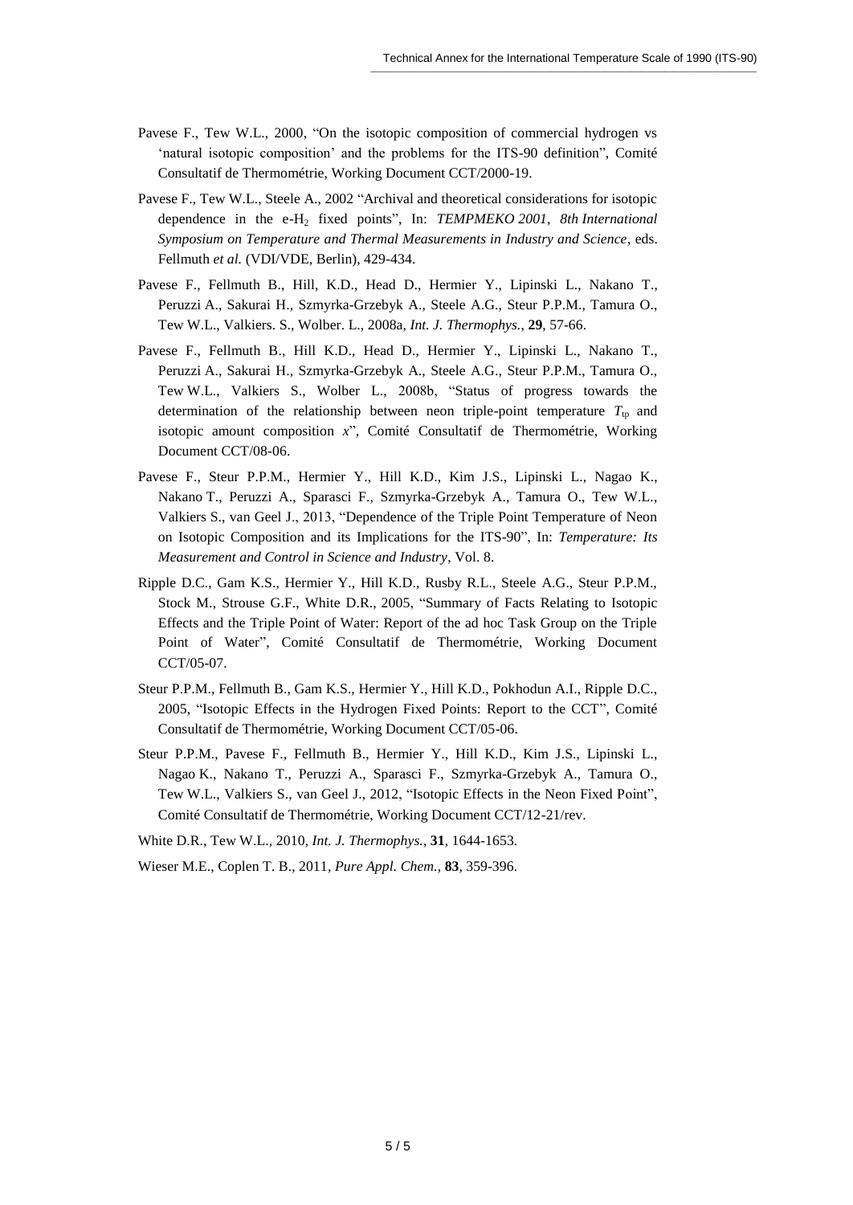Pavese F., Tew W.L., 2000, "On the isotopic composition of commercial hydrogen vs 'natural isotopic composition' and the problems for the ITS-90 definition", Comité Consultatif de Thermométrie, Working Document CCT/2000-19.

Pavese F., Tew W.L., Steele A., 2002 "Archival and theoretical considerations for isotopic dependence in the e-$H_2$ fixed points", In: *TEMPMEKO 2001, 8th International Symposium on Temperature and Thermal Measurements in Industry and Science*, eds. Fellmuth *et al.* (VDI/VDE, Berlin), 429-434.

Pavese F., Fellmuth B., Hill, K.D., Head D., Hermier Y., Lipinski L., Nakano T., Peruzzi A., Sakurai H., Szmyrka-Grzebyk A., Steele A.G., Steur P.P.M., Tamura O., Tew W.L., Valkiers. S., Wolber. L., 2008a, *Int. J. Thermophys.*, **29**, 57-66.

Pavese F., Fellmuth B., Hill K.D., Head D., Hermier Y., Lipinski L., Nakano T., Peruzzi A., Sakurai H., Szmyrka-Grzebyk A., Steele A.G., Steur P.P.M., Tamura O., Tew W.L., Valkiers S., Wolber L., 2008b, "Status of progress towards the determination of the relationship between neon triple-point temperature $T_{tp}$ and isotopic amount composition $x$", Comité Consultatif de Thermométrie, Working Document CCT/08-06.

Pavese F., Steur P.P.M., Hermier Y., Hill K.D., Kim J.S., Lipinski L., Nagao K., Nakano T., Peruzzi A., Sparasci F., Szmyrka-Grzebyk A., Tamura O., Tew W.L., Valkiers S., van Geel J., 2013, "Dependence of the Triple Point Temperature of Neon on Isotopic Composition and its Implications for the ITS-90", In: *Temperature: Its Measurement and Control in Science and Industry*, Vol. 8.

Ripple D.C., Gam K.S., Hermier Y., Hill K.D., Rusby R.L., Steele A.G., Steur P.P.M., Stock M., Strouse G.F., White D.R., 2005, "Summary of Facts Relating to Isotopic Effects and the Triple Point of Water: Report of the ad hoc Task Group on the Triple Point of Water", Comité Consultatif de Thermométrie, Working Document CCT/05-07.

Steur P.P.M., Fellmuth B., Gam K.S., Hermier Y., Hill K.D., Pokhodun A.I., Ripple D.C., 2005, "Isotopic Effects in the Hydrogen Fixed Points: Report to the CCT", Comité Consultatif de Thermométrie, Working Document CCT/05-06.

Steur P.P.M., Pavese F., Fellmuth B., Hermier Y., Hill K.D., Kim J.S., Lipinski L., Nagao K., Nakano T., Peruzzi A., Sparasci F., Szmyrka-Grzebyk A., Tamura O., Tew W.L., Valkiers S., van Geel J., 2012, "Isotopic Effects in the Neon Fixed Point", Comité Consultatif de Thermométrie, Working Document CCT/12-21/rev.

White D.R., Tew W.L., 2010, *Int. J. Thermophys.*, **31**, 1644-1653.

Wieser M.E., Coplen T. B., 2011, *Pure Appl. Chem.*, **83**, 359-396.